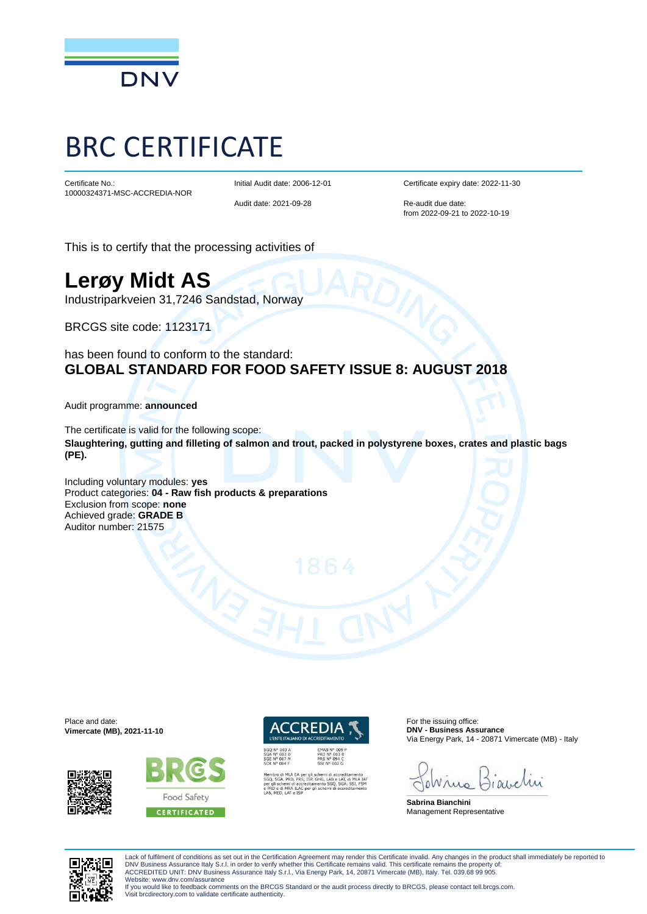DNV

# BRC CERTIFICATE

Certificate No.:
10000324371-MSC-ACCREDIA-NOR

Initial Audit date: 2006-12-01

Audit date: 2021-09-28

Certificate expiry date: 2022-11-30

Re-audit due date:
from 2022-09-21 to 2022-10-19

This is to certify that the processing activities of

## Lerøy Midt AS

Industriparkveien 31,7246 Sandstad, Norway

BRCGS site code: 1123171

has been found to conform to the standard:

**GLOBAL STANDARD FOR FOOD SAFETY ISSUE 8: AUGUST 2018**

Audit programme: **announced**

The certificate is valid for the following scope:
**Slaughtering, gutting and filleting of salmon and trout, packed in polystyrene boxes, crates and plastic bags (PE).**

Including voluntary modules: **yes**
Product categories: **04 - Raw fish products & preparations**
Exclusion from scope: **none**
Achieved grade: **GRADE B**
Auditor number: 21575

Place and date:
**Vimercate (MB), 2021-11-10**

BRCGS Food Safety CERTIFICATED

ACCREDIA L'ENTE ITALIANO DI ACCREDITAMENTO

SGQ N° 003 A
SGA N° 003 D
SGE N° 007 M
SCR N° 004 F

EMAS N° 009 P
PRD N° 003 B
PRS N° 094 C
SSI N° 002 G

Membro di MLA EA per gli schemi di accreditamento SGQ, SGA, PRD, PRS, ISP, GHG, LAB e LAT, di MLA IAF per gli schemi di accreditamento SGQ, SGA, SSI, FSM e PRD e di MRA ILAC per gli schemi di accreditamento LAB, MED, LAT e ISP

For the issuing office:
**DNV - Business Assurance**
Via Energy Park, 14 - 20871 Vimercate (MB) - Italy

**Sabrina Bianchini**
Management Representative

Lack of fulfilment of conditions as set out in the Certification Agreement may render this Certificate invalid. Any changes in the product shall immediately be reported to DNV Business Assurance Italy S.r.l. in order to verify whether this Certificate remains valid. This certificate remains the property of:
ACCREDITED UNIT: DNV Business Assurance Italy S.r.l., Via Energy Park, 14, 20871 Vimercate (MB), Italy. Tel. 039.68 99 905.
Website: www.dnv.com/assurance
If you would like to feedback comments on the BRCGS Standard or the audit process directly to BRCGS, please contact tell.brcgs.com.
Visit brcdirectory.com to validate certificate authenticity.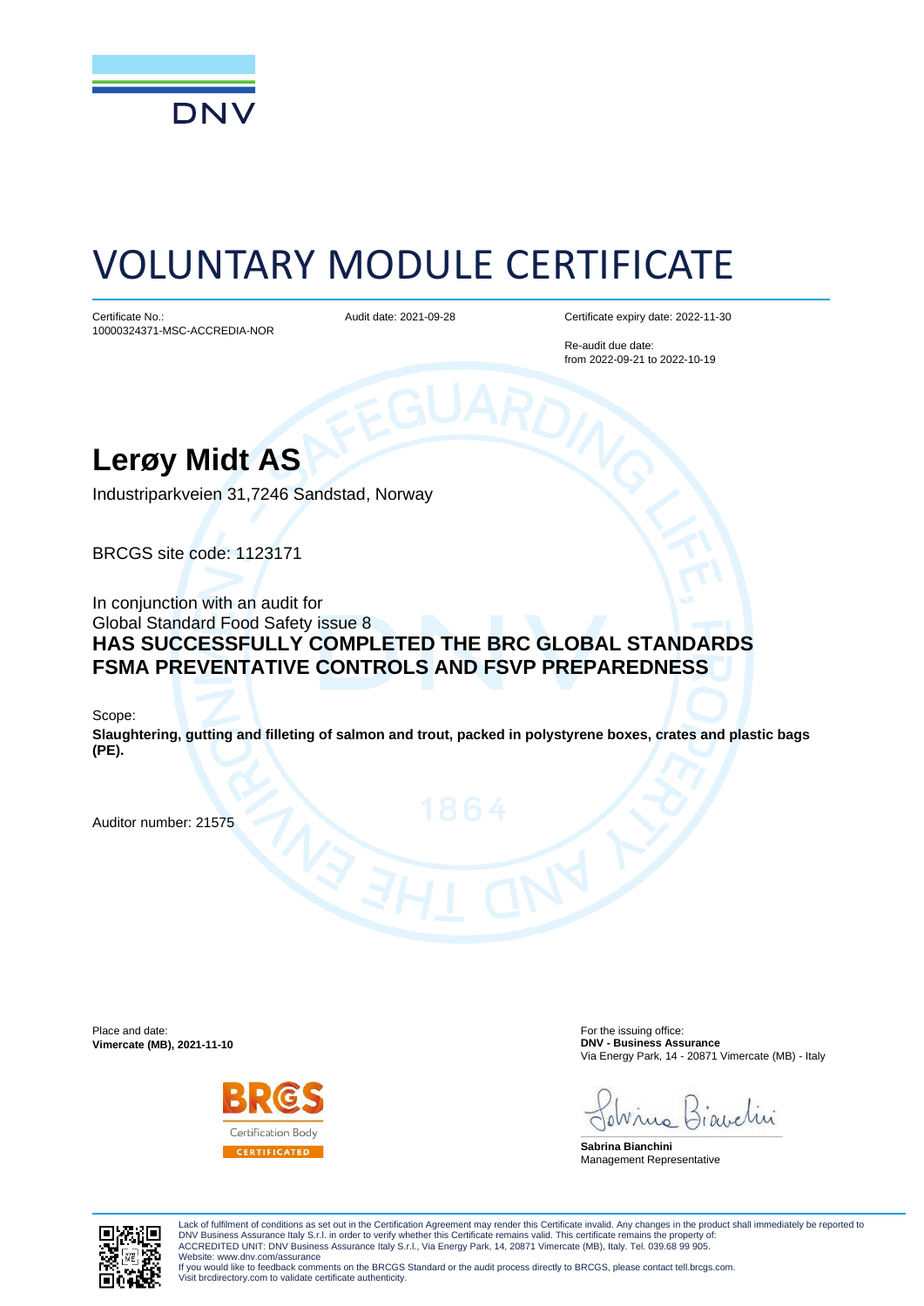DNV

# VOLUNTARY MODULE CERTIFICATE

Certificate No.:
10000324371-MSC-ACCREDIA-NOR

Audit date: 2021-09-28

Certificate expiry date: 2022-11-30

Re-audit due date:
from 2022-09-21 to 2022-10-19

## Lerøy Midt AS

Industriparkveien 31,7246 Sandstad, Norway

BRCGS site code: 1123171

In conjunction with an audit for
Global Standard Food Safety issue 8

**HAS SUCCESSFULLY COMPLETED THE BRC GLOBAL STANDARDS FSMA PREVENTATIVE CONTROLS AND FSVP PREPAREDNESS**

Scope:

**Slaughtering, gutting and filleting of salmon and trout, packed in polystyrene boxes, crates and plastic bags (PE).**

Auditor number: 21575

Place and date:
**Vimercate (MB), 2021-11-10**

BRCGS
Certification Body
CERTIFICATED

For the issuing office:
**DNV - Business Assurance**
Via Energy Park, 14 - 20871 Vimercate (MB) - Italy

**Sabrina Bianchini**
Management Representative

Lack of fulfilment of conditions as set out in the Certification Agreement may render this Certificate invalid. Any changes in the product shall immediately be reported to DNV Business Assurance Italy S.r.l. in order to verify whether this Certificate remains valid. This certificate remains the property of: ACCREDITED UNIT: DNV Business Assurance Italy S.r.l., Via Energy Park, 14, 20871 Vimercate (MB), Italy. Tel. 039.68 99 905.
Website: www.dnv.com/assurance
If you would like to feedback comments on the BRCGS Standard or the audit process directly to BRCGS, please contact tell.brcgs.com.
Visit brcdirectory.com to validate certificate authenticity.